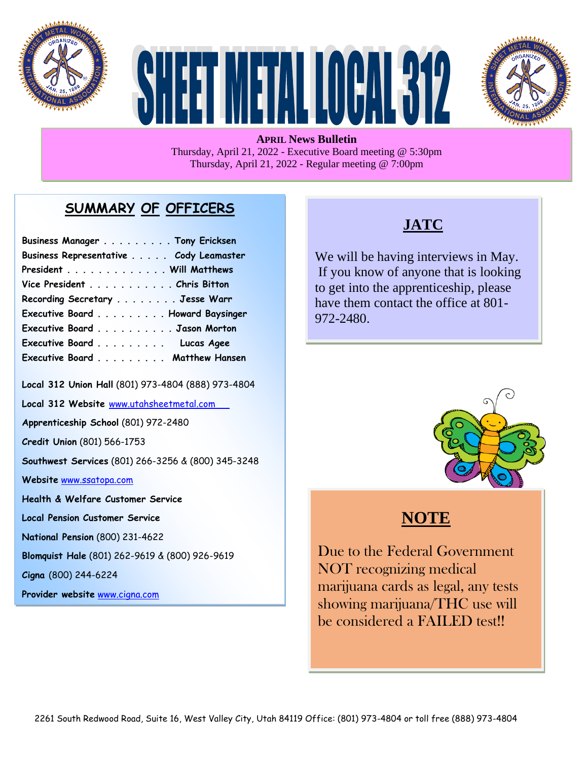# SHEET METAL LOCAL 312

**APRIL News Bulletin**
Thursday, April 21, 2022 - Executive Board meeting @ 5:30pm
Thursday, April 21, 2022 - Regular meeting @ 7:00pm

## SUMMARY OF OFFICERS

**Business Manager** . . . . . . . . . **Tony Ericksen**
**Business Representative** . . . . . **Cody Leamaster**
**President** . . . . . . . . . . . . . . **Will Matthews**
**Vice President** . . . . . . . . . . . **Chris Bitton**
**Recording Secretary** . . . . . . . . **Jesse Warr**
**Executive Board** . . . . . . . . . **Howard Baysinger**
**Executive Board** . . . . . . . . . . **Jason Morton**
**Executive Board** . . . . . . . . . **Lucas Agee**
**Executive Board** . . . . . . . . . **Matthew Hansen**

**Local 312 Union Hall** (801) 973-4804 (888) 973-4804

**Local 312 Website** www.utahsheetmetal.com

**Apprenticeship School** (801) 972-2480

**Credit Union** (801) 566-1753

**Southwest Services** (801) 266-3256 & (800) 345-3248

**Website** www.ssatopa.com

**Health & Welfare Customer Service**

**Local Pension Customer Service**

**National Pension** (800) 231-4622

**Blomquist Hale** (801) 262-9619 & (800) 926-9619

**Cigna** (800) 244-6224

**Provider website** www.cigna.com

## JATC

We will be having interviews in May. If you know of anyone that is looking to get into the apprenticeship, please have them contact the office at 801-972-2480.

## NOTE

Due to the Federal Government NOT recognizing medical marijuana cards as legal, any tests showing marijuana/THC use will be considered a FAILED test!!

2261 South Redwood Road, Suite 16, West Valley City, Utah 84119 Office: (801) 973-4804 or toll free (888) 973-4804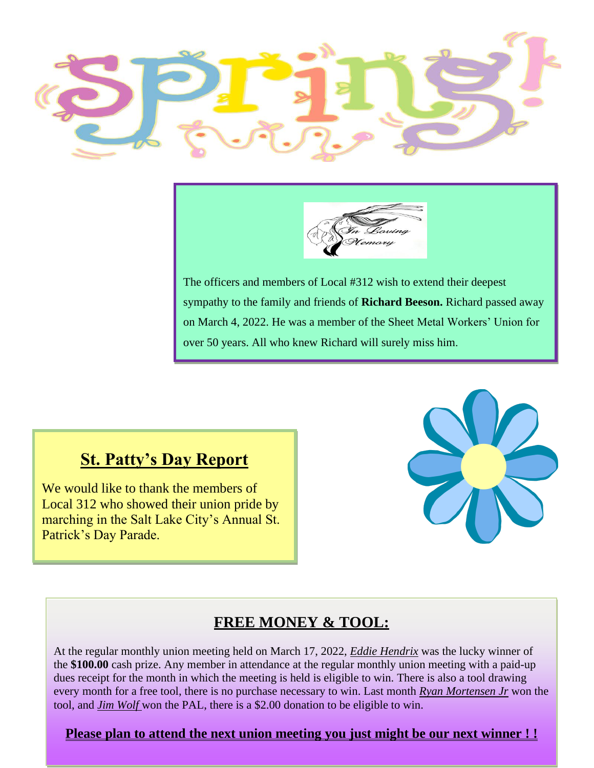# Spring!

In Loving Memory

The officers and members of Local #312 wish to extend their deepest sympathy to the family and friends of **Richard Beeson.** Richard passed away on March 4, 2022. He was a member of the Sheet Metal Workers' Union for over 50 years. All who knew Richard will surely miss him.

## St. Patty's Day Report

We would like to thank the members of Local 312 who showed their union pride by marching in the Salt Lake City's Annual St. Patrick's Day Parade.

## FREE MONEY & TOOL:

At the regular monthly union meeting held on March 17, 2022, ***Eddie Hendrix*** was the lucky winner of the **$100.00** cash prize. Any member in attendance at the regular monthly union meeting with a paid-up dues receipt for the month in which the meeting is held is eligible to win. There is also a tool drawing every month for a free tool, there is no purchase necessary to win. Last month ***Ryan Mortensen Jr*** won the tool, and ***Jim Wolf*** won the PAL, there is a $2.00 donation to be eligible to win.

**Please plan to attend the next union meeting you just might be our next winner ! !**